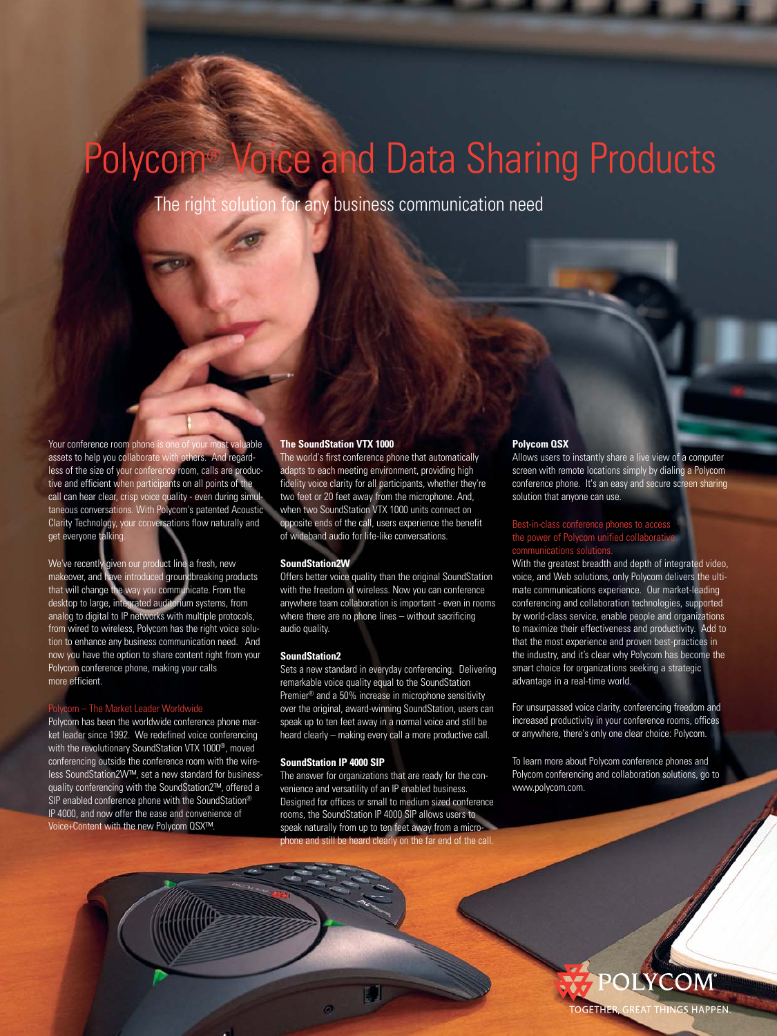# Polycom® Voice and Data Sharing Products

The right solution for any business communication need

Your conference room phone is one of your most valuable assets to help you collaborate with others. And regardless of the size of your conference room, calls are productive and efficient when participants on all points of the call can hear clear, crisp voice quality - even during simultaneous conversations. With Polycom's patented Acoustic Clarity Technology, your conversations flow naturally and get everyone talking.

We've recently given our product line a fresh, new makeover, and have introduced groundbreaking products that will change the way you communicate. From the desktop to large, integrated auditorium systems, from analog to digital to IP networks with multiple protocols, from wired to wireless, Polycom has the right voice solution to enhance any business communication need. And now you have the option to share content right from your Polycom conference phone, making your calls more efficient.

## Polycom – The Market Leader Worldwide

Polycom has been the worldwide conference phone market leader since 1992. We redefined voice conferencing with the revolutionary SoundStation VTX 1000®, moved conferencing outside the conference room with the wireless SoundStation2W™, set a new standard for business-quality conferencing with the SoundStation2™, offered a SIP enabled conference phone with the SoundStation® IP 4000, and now offer the ease and convenience of Voice+Content with the new Polycom QSX™.

**The SoundStation VTX 1000**

The world's first conference phone that automatically adapts to each meeting environment, providing high fidelity voice clarity for all participants, whether they're two feet or 20 feet away from the microphone. And, when two SoundStation VTX 1000 units connect on opposite ends of the call, users experience the benefit of wideband audio for life-like conversations.

**SoundStation2W**

Offers better voice quality than the original SoundStation with the freedom of wireless. Now you can conference anywhere team collaboration is important - even in rooms where there are no phone lines – without sacrificing audio quality.

**SoundStation2**

Sets a new standard in everyday conferencing. Delivering remarkable voice quality equal to the SoundStation Premier® and a 50% increase in microphone sensitivity over the original, award-winning SoundStation, users can speak up to ten feet away in a normal voice and still be heard clearly – making every call a more productive call.

**SoundStation IP 4000 SIP**

The answer for organizations that are ready for the convenience and versatility of an IP enabled business. Designed for offices or small to medium sized conference rooms, the SoundStation IP 4000 SIP allows users to speak naturally from up to ten feet away from a microphone and still be heard clearly on the far end of the call.

**Polycom QSX**

Allows users to instantly share a live view of a computer screen with remote locations simply by dialing a Polycom conference phone. It's an easy and secure screen sharing solution that anyone can use.

## Best-in-class conference phones to access the power of Polycom unified collaborative communications solutions.

With the greatest breadth and depth of integrated video, voice, and Web solutions, only Polycom delivers the ultimate communications experience. Our market-leading conferencing and collaboration technologies, supported by world-class service, enable people and organizations to maximize their effectiveness and productivity. Add to that the most experience and proven best-practices in the industry, and it's clear why Polycom has become the smart choice for organizations seeking a strategic advantage in a real-time world.

For unsurpassed voice clarity, conferencing freedom and increased productivity in your conference rooms, offices or anywhere, there's only one clear choice: Polycom.

To learn more about Polycom conference phones and Polycom conferencing and collaboration solutions, go to www.polycom.com.

POLYCOM®
TOGETHER, GREAT THINGS HAPPEN.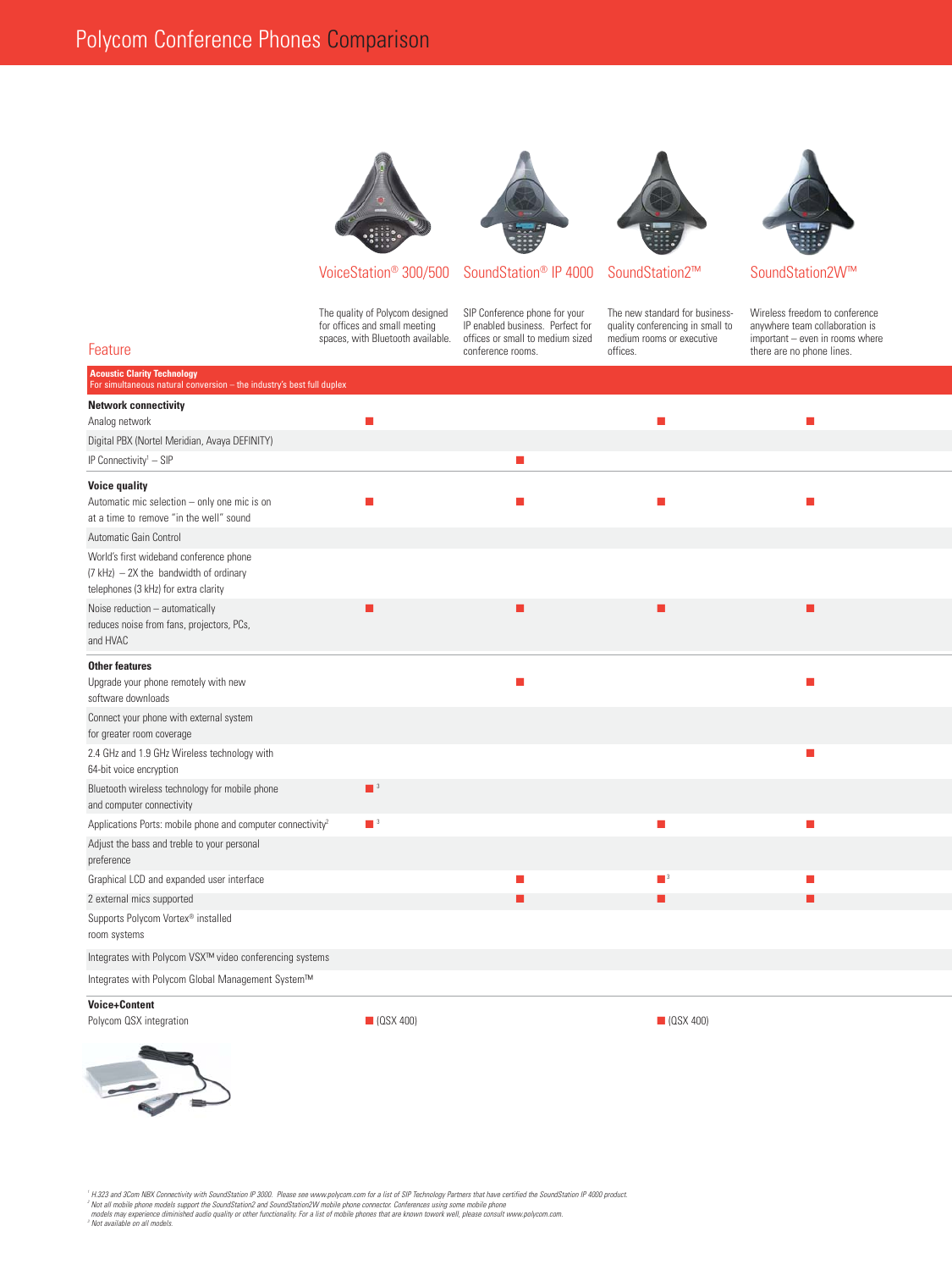# Polycom Conference Phones Comparison

| Feature | VoiceStation® 300/500 | SoundStation® IP 4000 | SoundStation2™ | SoundStation2W™ |
|---|---|---|---|---|
| | The quality of Polycom designed for offices and small meeting spaces, with Bluetooth available. | SIP Conference phone for your IP enabled business. Perfect for offices or small to medium sized conference rooms. | The new standard for business-quality conferencing in small to medium rooms or executive offices. | Wireless freedom to conference anywhere team collaboration is important – even in rooms where there are no phone lines. |
| **Acoustic Clarity Technology** For simultaneous natural conversion – the industry's best full duplex | | | | |
| **Network connectivity** | | | | |
| Analog network | ■ | | ■ | ■ |
| Digital PBX (Nortel Meridian, Avaya DEFINITY) | | | | |
| IP Connectivity[1] – SIP | | ■ | | |
| **Voice quality** | | | | |
| Automatic mic selection – only one mic is on at a time to remove "in the well" sound | ■ | ■ | ■ | ■ |
| Automatic Gain Control | | | | |
| World's first wideband conference phone (7 kHz) – 2X the bandwidth of ordinary telephones (3 kHz) for extra clarity | | | | |
| Noise reduction – automatically reduces noise from fans, projectors, PCs, and HVAC | ■ | ■ | ■ | ■ |
| **Other features** | | | | |
| Upgrade your phone remotely with new software downloads | | ■ | | ■ |
| Connect your phone with external system for greater room coverage | | | | |
| 2.4 GHz and 1.9 GHz Wireless technology with 64-bit voice encryption | | | | ■ |
| Bluetooth wireless technology for mobile phone and computer connectivity | ■[3] | | | |
| Applications Ports: mobile phone and computer connectivity[2] | ■[3] | | ■ | ■ |
| Adjust the bass and treble to your personal preference | | | | |
| Graphical LCD and expanded user interface | | ■ | ■[3] | ■ |
| 2 external mics supported | | ■ | ■ | ■ |
| Supports Polycom Vortex® installed room systems | | | | |
| Integrates with Polycom VSX™ video conferencing systems | | | | |
| Integrates with Polycom Global Management System™ | | | | |
| **Voice+Content** | | | | |
| Polycom QSX integration | ■ (QSX 400) | | ■ (QSX 400) | |

[1] H.323 and 3Com NBX Connectivity with SoundStation IP 3000. Please see www.polycom.com for a list of SIP Technology Partners that have certified the SoundStation IP 4000 product.
[2] Not all mobile phone models support the SoundStation2 and SoundStation2W mobile phone connector. Conferences using some mobile phone models may experience diminished audio quality or other functionality. For a list of mobile phones that are known towork well, please consult www.polycom.com.
[3] Not available on all models.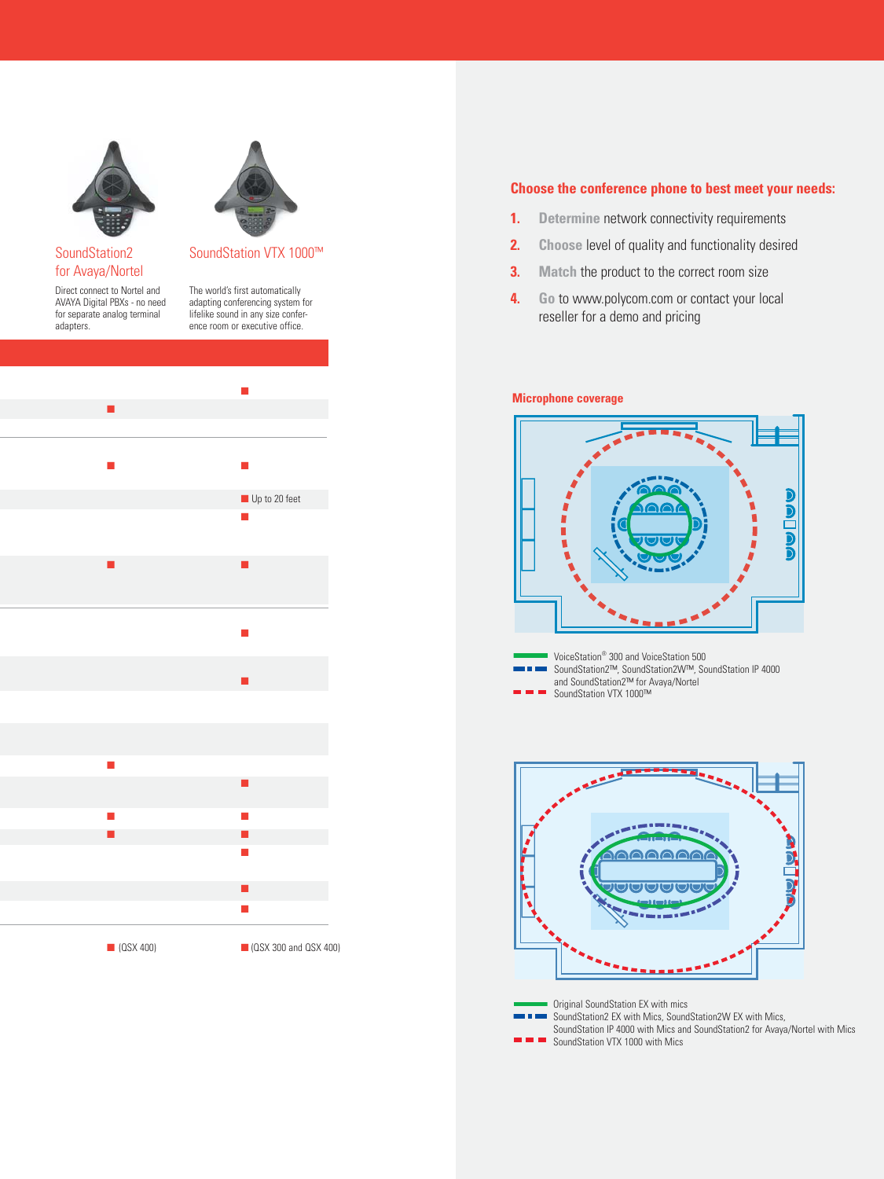## SoundStation2 for Avaya/Nortel

Direct connect to Nortel and AVAYA Digital PBXs - no need for separate analog terminal adapters.

## SoundStation VTX 1000™

The world's first automatically adapting conferencing system for lifelike sound in any size conference room or executive office.

| SoundStation2 for Avaya/Nortel | SoundStation VTX 1000™ |
|---|---|
| | ■ |
| ■ | |
| | |
| ■ | ■ |
| | ■ Up to 20 feet |
| | ■ |
| ■ | ■ |
| | ■ |
| | ■ |
| | |
| ■ | |
| | ■ |
| ■ | ■ |
| ■ | ■ |
| | ■ |
| | ■ |
| | ■ |
| ■ (QSX 400) | ■ (QSX 300 and QSX 400) |

**Choose the conference phone to best meet your needs:**

1. **Determine** network connectivity requirements
2. **Choose** level of quality and functionality desired
3. **Match** the product to the correct room size
4. **Go** to www.polycom.com or contact your local reseller for a demo and pricing

**Microphone coverage**

VoiceStation® 300 and VoiceStation 500

SoundStation2™, SoundStation2W™, SoundStation IP 4000 and SoundStation2™ for Avaya/Nortel

SoundStation VTX 1000™

Original SoundStation EX with mics

SoundStation2 EX with Mics, SoundStation2W EX with Mics, SoundStation IP 4000 with Mics and SoundStation2 for Avaya/Nortel with Mics

SoundStation VTX 1000 with Mics